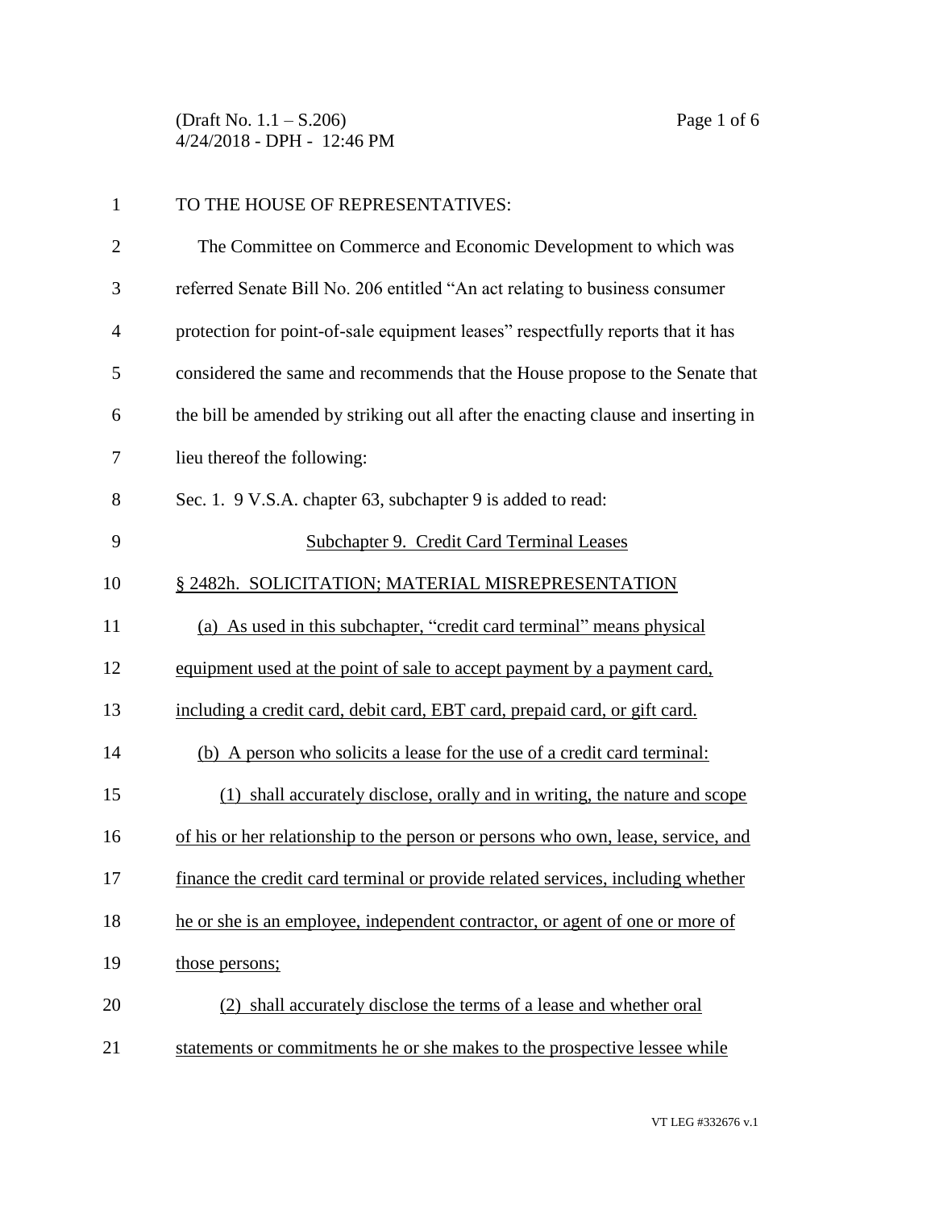TO THE HOUSE OF REPRESENTATIVES:

The Committee on Commerce and Economic Development to which was referred Senate Bill No. 206 entitled "An act relating to business consumer protection for point-of-sale equipment leases" respectfully reports that it has considered the same and recommends that the House propose to the Senate that the bill be amended by striking out all after the enacting clause and inserting in lieu thereof the following:

Sec. 1. 9 V.S.A. chapter 63, subchapter 9 is added to read:

Subchapter 9. Credit Card Terminal Leases

§ 2482h. SOLICITATION; MATERIAL MISREPRESENTATION

(a) As used in this subchapter, "credit card terminal" means physical equipment used at the point of sale to accept payment by a payment card, including a credit card, debit card, EBT card, prepaid card, or gift card.

(b) A person who solicits a lease for the use of a credit card terminal:

(1) shall accurately disclose, orally and in writing, the nature and scope of his or her relationship to the person or persons who own, lease, service, and finance the credit card terminal or provide related services, including whether he or she is an employee, independent contractor, or agent of one or more of those persons;

(2) shall accurately disclose the terms of a lease and whether oral statements or commitments he or she makes to the prospective lessee while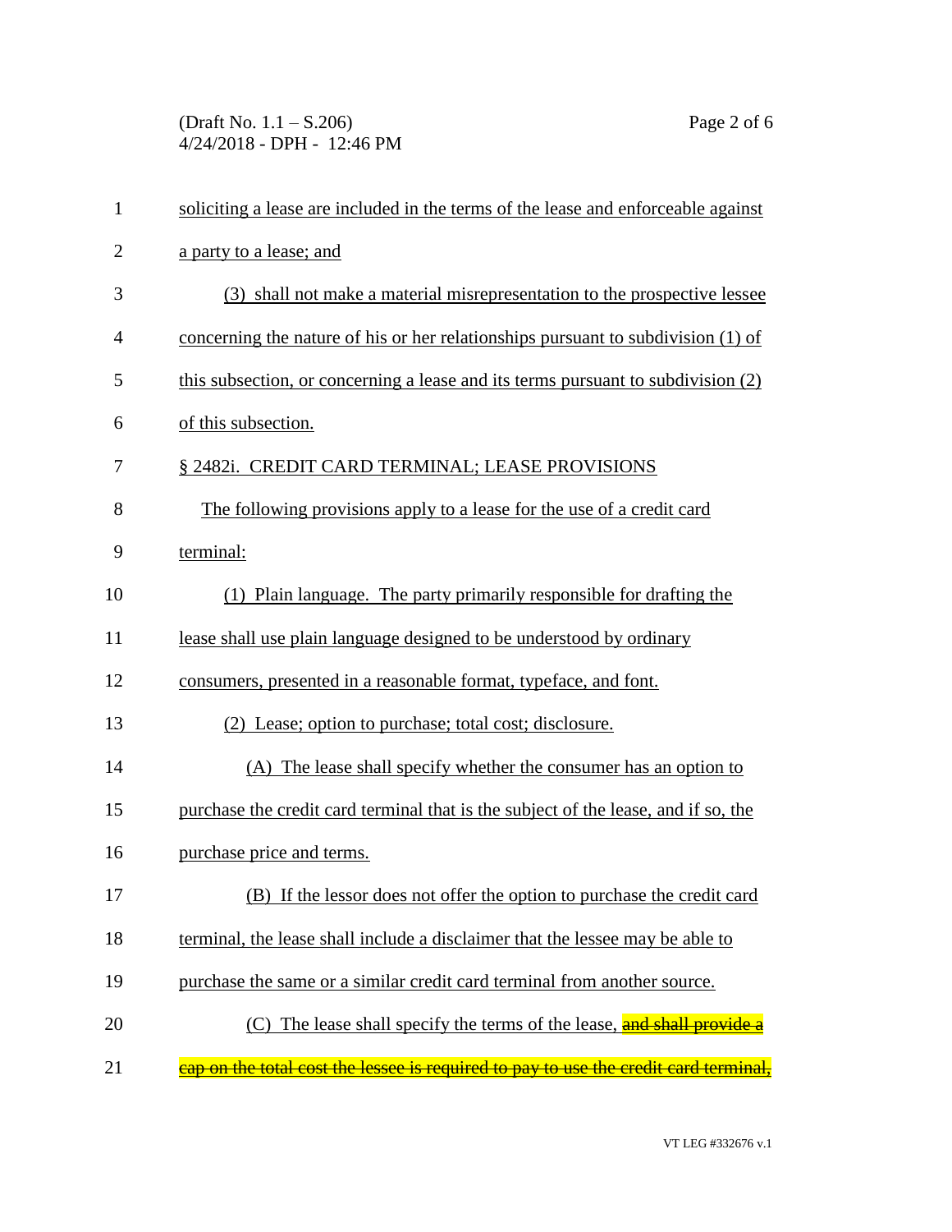soliciting a lease are included in the terms of the lease and enforceable against a party to a lease; and

(3) shall not make a material misrepresentation to the prospective lessee concerning the nature of his or her relationships pursuant to subdivision (1) of this subsection, or concerning a lease and its terms pursuant to subdivision (2) of this subsection.

§ 2482i. CREDIT CARD TERMINAL; LEASE PROVISIONS

The following provisions apply to a lease for the use of a credit card terminal:

(1) Plain language. The party primarily responsible for drafting the lease shall use plain language designed to be understood by ordinary consumers, presented in a reasonable format, typeface, and font.

(2) Lease; option to purchase; total cost; disclosure.

(A) The lease shall specify whether the consumer has an option to purchase the credit card terminal that is the subject of the lease, and if so, the purchase price and terms.

(B) If the lessor does not offer the option to purchase the credit card terminal, the lease shall include a disclaimer that the lessee may be able to purchase the same or a similar credit card terminal from another source.

(C) The lease shall specify the terms of the lease, ~~and shall provide a cap on the total cost the lessee is required to pay to use the credit card terminal,~~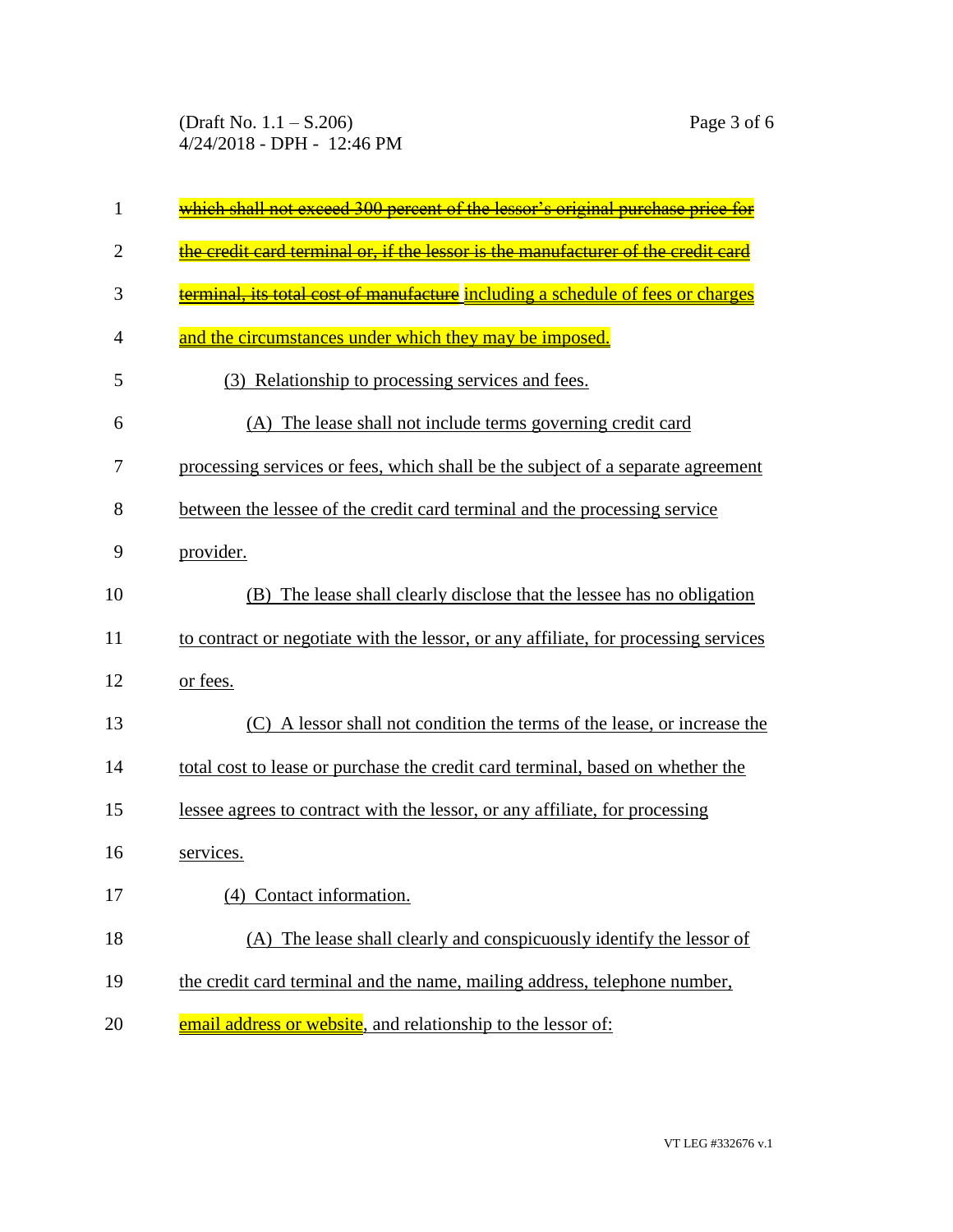~~which shall not exceed 300 percent of the lessor's original purchase price for the credit card terminal or, if the lessor is the manufacturer of the credit card terminal, its total cost of manufacture~~ including a schedule of fees or charges and the circumstances under which they may be imposed.

(3) Relationship to processing services and fees.

(A) The lease shall not include terms governing credit card processing services or fees, which shall be the subject of a separate agreement between the lessee of the credit card terminal and the processing service provider.

(B) The lease shall clearly disclose that the lessee has no obligation to contract or negotiate with the lessor, or any affiliate, for processing services or fees.

(C) A lessor shall not condition the terms of the lease, or increase the total cost to lease or purchase the credit card terminal, based on whether the lessee agrees to contract with the lessor, or any affiliate, for processing services.

(4) Contact information.

(A) The lease shall clearly and conspicuously identify the lessor of the credit card terminal and the name, mailing address, telephone number, email address or website, and relationship to the lessor of: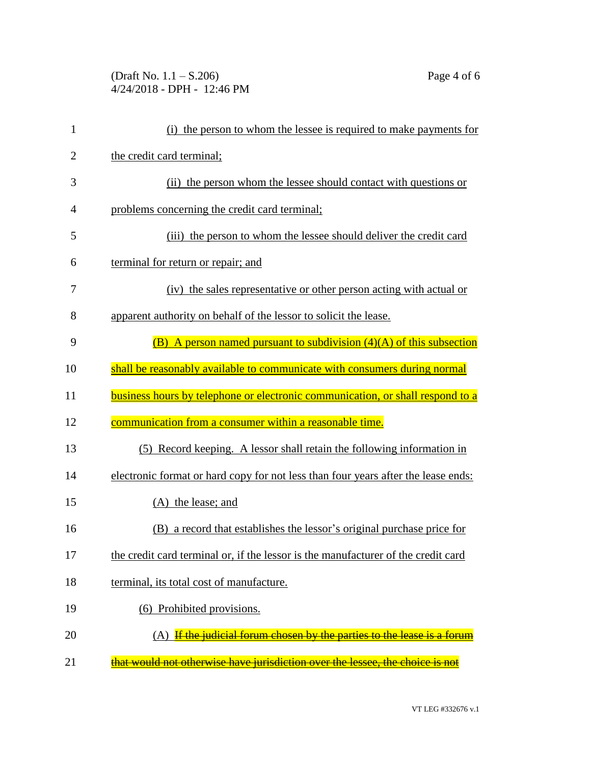(i) the person to whom the lessee is required to make payments for the credit card terminal;

(ii) the person whom the lessee should contact with questions or problems concerning the credit card terminal;

(iii) the person to whom the lessee should deliver the credit card terminal for return or repair; and

(iv) the sales representative or other person acting with actual or apparent authority on behalf of the lessor to solicit the lease.

(B) A person named pursuant to subdivision (4)(A) of this subsection shall be reasonably available to communicate with consumers during normal business hours by telephone or electronic communication, or shall respond to a communication from a consumer within a reasonable time.

(5) Record keeping. A lessor shall retain the following information in electronic format or hard copy for not less than four years after the lease ends:

(A) the lease; and

(B) a record that establishes the lessor's original purchase price for the credit card terminal or, if the lessor is the manufacturer of the credit card terminal, its total cost of manufacture.

(6) Prohibited provisions.

(A) ~~If the judicial forum chosen by the parties to the lease is a forum that would not otherwise have jurisdiction over the lessee, the choice is not~~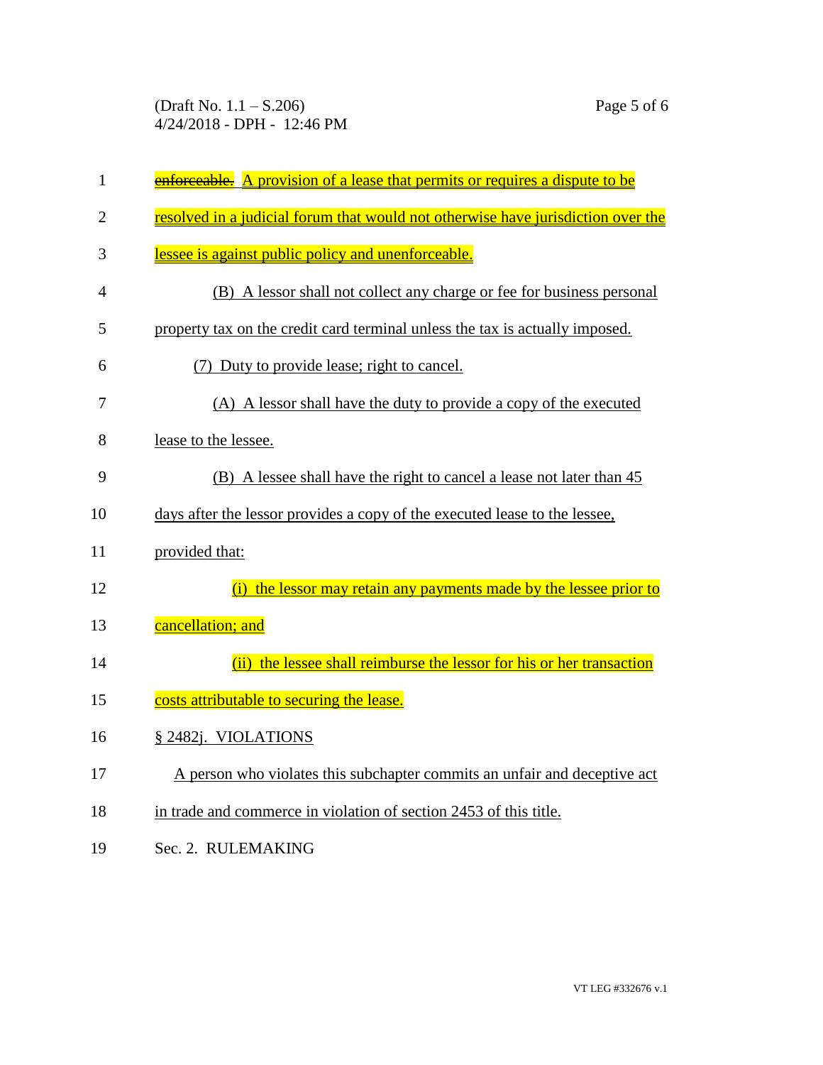~~enforceable.~~ A provision of a lease that permits or requires a dispute to be resolved in a judicial forum that would not otherwise have jurisdiction over the lessee is against public policy and unenforceable.

(B) A lessor shall not collect any charge or fee for business personal property tax on the credit card terminal unless the tax is actually imposed.

(7) Duty to provide lease; right to cancel.

(A) A lessor shall have the duty to provide a copy of the executed lease to the lessee.

(B) A lessee shall have the right to cancel a lease not later than 45 days after the lessor provides a copy of the executed lease to the lessee, provided that:

(i) the lessor may retain any payments made by the lessee prior to cancellation; and

(ii) the lessee shall reimburse the lessor for his or her transaction costs attributable to securing the lease.

§ 2482j. VIOLATIONS

A person who violates this subchapter commits an unfair and deceptive act in trade and commerce in violation of section 2453 of this title.

Sec. 2. RULEMAKING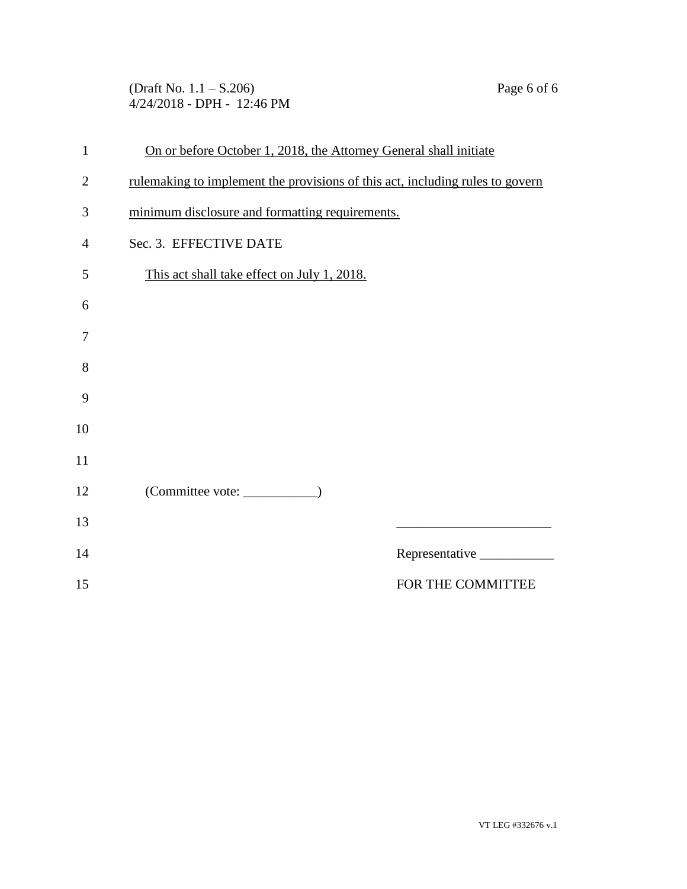On or before October 1, 2018, the Attorney General shall initiate rulemaking to implement the provisions of this act, including rules to govern minimum disclosure and formatting requirements.

Sec. 3. EFFECTIVE DATE

This act shall take effect on July 1, 2018.

(Committee vote: ___________)

_______________________

Representative ___________

FOR THE COMMITTEE